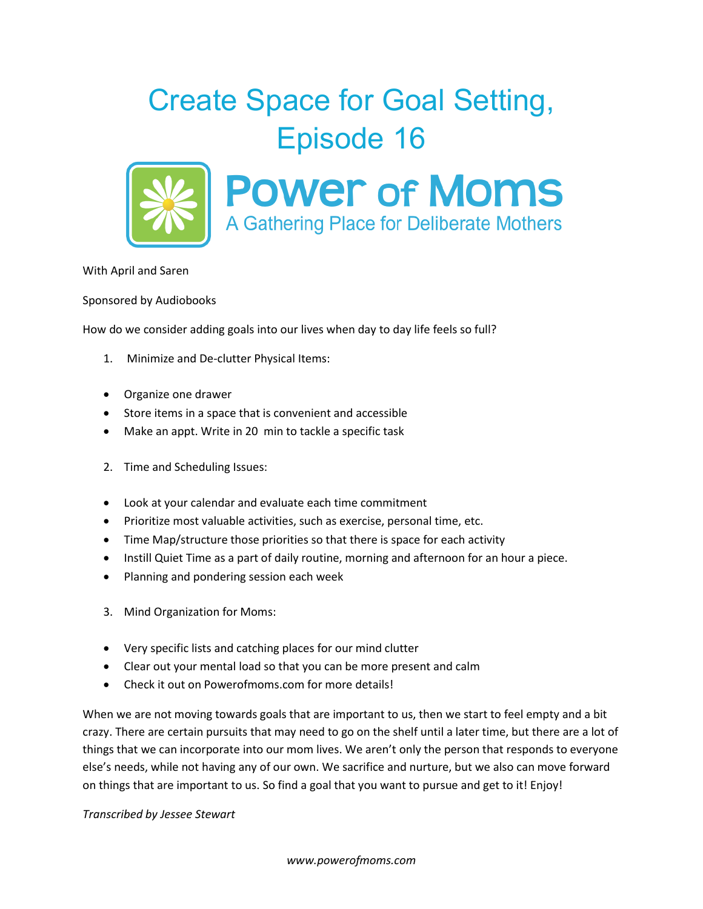# Create Space for Goal Setting, Episode 16

Power of Moms
A Gathering Place for Deliberate Mothers

With April and Saren

Sponsored by Audiobooks

How do we consider adding goals into our lives when day to day life feels so full?

1. Minimize and De-clutter Physical Items:

- Organize one drawer
- Store items in a space that is convenient and accessible
- Make an appt. Write in 20 min to tackle a specific task

2. Time and Scheduling Issues:

- Look at your calendar and evaluate each time commitment
- Prioritize most valuable activities, such as exercise, personal time, etc.
- Time Map/structure those priorities so that there is space for each activity
- Instill Quiet Time as a part of daily routine, morning and afternoon for an hour a piece.
- Planning and pondering session each week

3. Mind Organization for Moms:

- Very specific lists and catching places for our mind clutter
- Clear out your mental load so that you can be more present and calm
- Check it out on Powerofmoms.com for more details!

When we are not moving towards goals that are important to us, then we start to feel empty and a bit crazy. There are certain pursuits that may need to go on the shelf until a later time, but there are a lot of things that we can incorporate into our mom lives. We aren't only the person that responds to everyone else's needs, while not having any of our own. We sacrifice and nurture, but we also can move forward on things that are important to us. So find a goal that you want to pursue and get to it! Enjoy!

*Transcribed by Jessee Stewart*